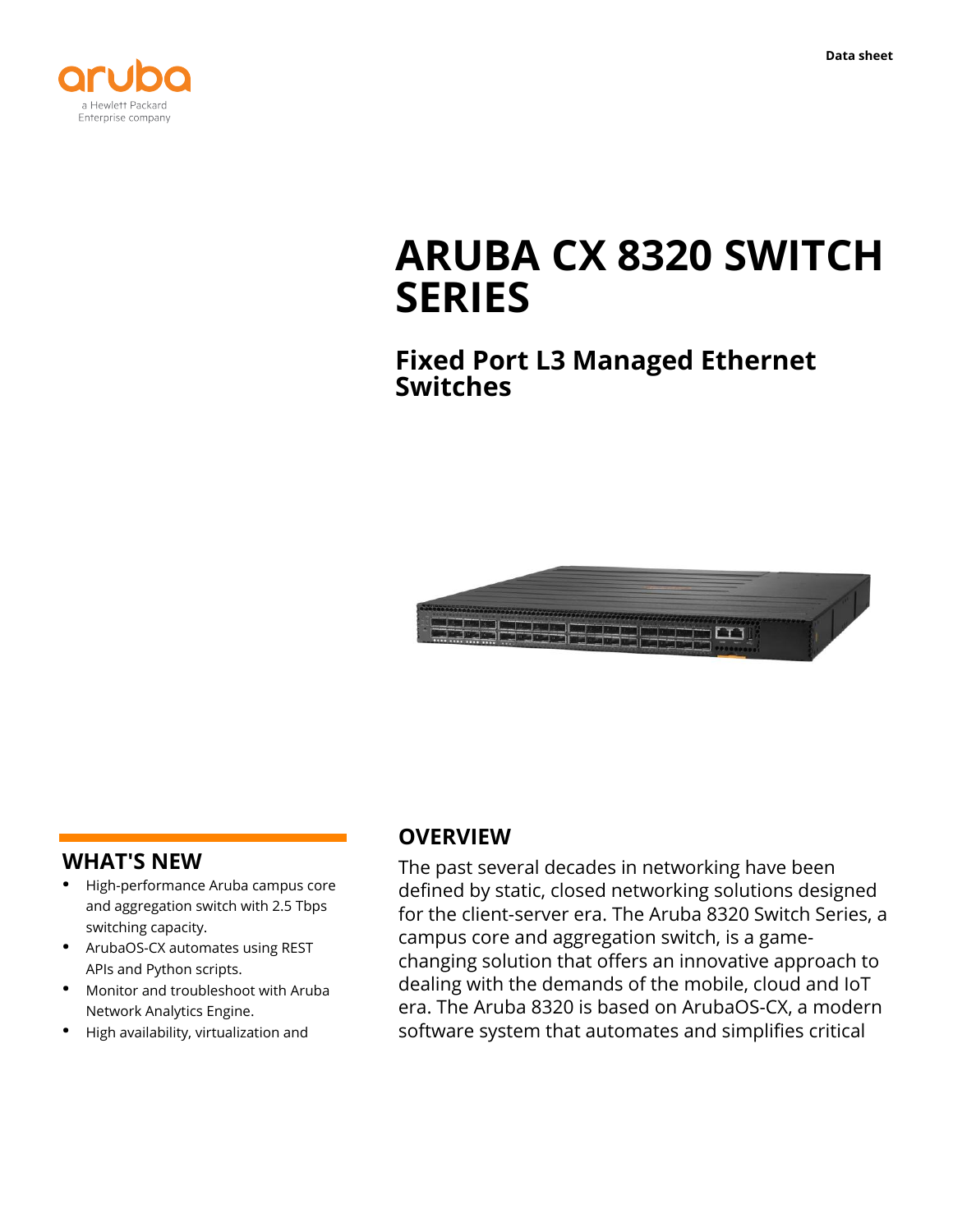Data sheet

# ARUBA CX 8320 SWITCH SERIES

## Fixed Port L3 Managed Ethernet Switches

## WHAT'S NEW

- High-performance Aruba campus core and aggregation switch with 2.5 Tbps switching capacity.
- ArubaOS-CX automates using REST APIs and Python scripts.
- Monitor and troubleshoot with Aruba Network Analytics Engine.
- High availability, virtualization and

## OVERVIEW

The past several decades in networking have been defined by static, closed networking solutions designed for the client-server era. The Aruba 8320 Switch Series, a campus core and aggregation switch, is a game-changing solution that offers an innovative approach to dealing with the demands of the mobile, cloud and IoT era. The Aruba 8320 is based on ArubaOS-CX, a modern software system that automates and simplifies critical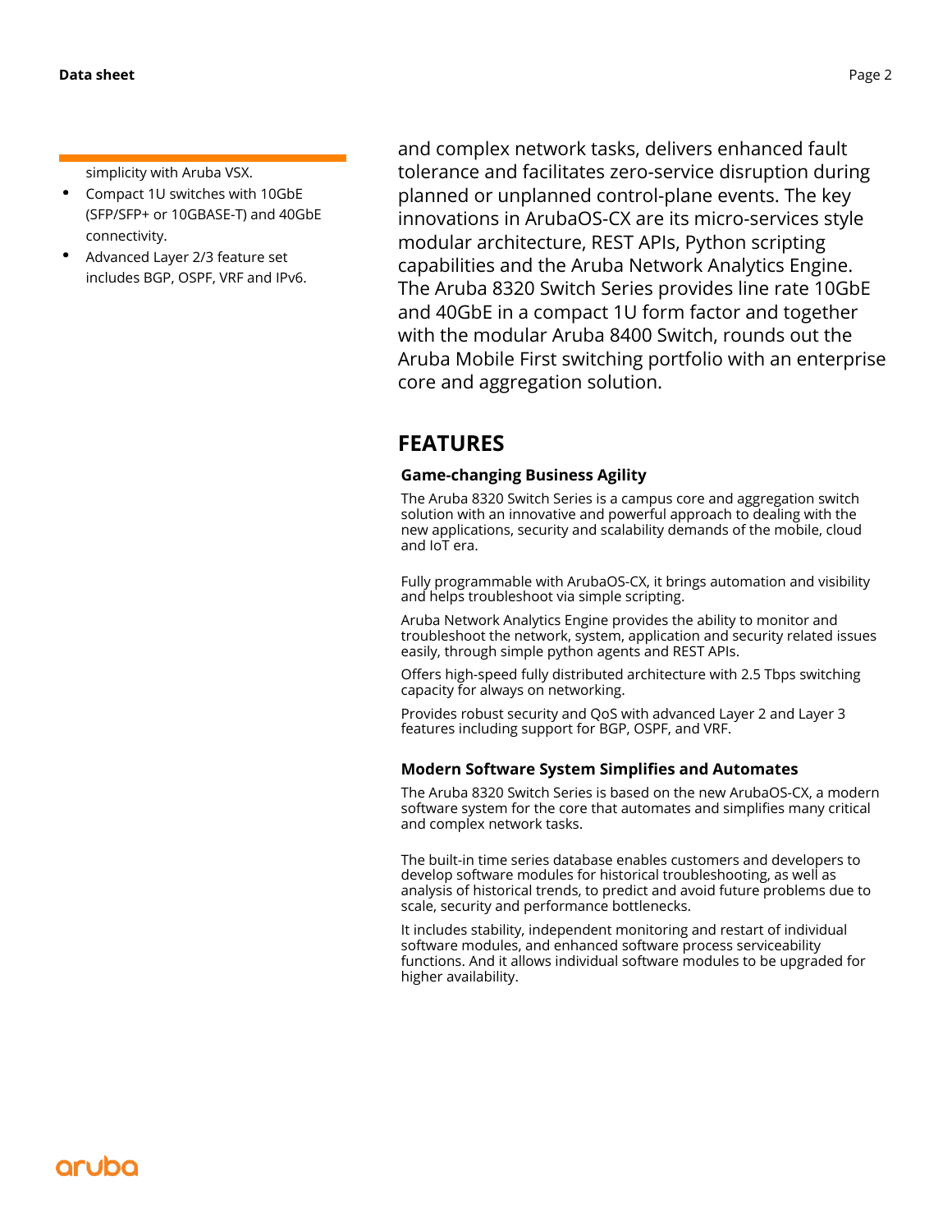simplicity with Aruba VSX.

- Compact 1U switches with 10GbE (SFP/SFP+ or 10GBASE-T) and 40GbE connectivity.
- Advanced Layer 2/3 feature set includes BGP, OSPF, VRF and IPv6.

and complex network tasks, delivers enhanced fault tolerance and facilitates zero-service disruption during planned or unplanned control-plane events. The key innovations in ArubaOS-CX are its micro-services style modular architecture, REST APIs, Python scripting capabilities and the Aruba Network Analytics Engine. The Aruba 8320 Switch Series provides line rate 10GbE and 40GbE in a compact 1U form factor and together with the modular Aruba 8400 Switch, rounds out the Aruba Mobile First switching portfolio with an enterprise core and aggregation solution.

## FEATURES

### Game-changing Business Agility

The Aruba 8320 Switch Series is a campus core and aggregation switch solution with an innovative and powerful approach to dealing with the new applications, security and scalability demands of the mobile, cloud and IoT era.

Fully programmable with ArubaOS-CX, it brings automation and visibility and helps troubleshoot via simple scripting.

Aruba Network Analytics Engine provides the ability to monitor and troubleshoot the network, system, application and security related issues easily, through simple python agents and REST APIs.

Offers high-speed fully distributed architecture with 2.5 Tbps switching capacity for always on networking.

Provides robust security and QoS with advanced Layer 2 and Layer 3 features including support for BGP, OSPF, and VRF.

### Modern Software System Simplifies and Automates

The Aruba 8320 Switch Series is based on the new ArubaOS-CX, a modern software system for the core that automates and simplifies many critical and complex network tasks.

The built-in time series database enables customers and developers to develop software modules for historical troubleshooting, as well as analysis of historical trends, to predict and avoid future problems due to scale, security and performance bottlenecks.

It includes stability, independent monitoring and restart of individual software modules, and enhanced software process serviceability functions. And it allows individual software modules to be upgraded for higher availability.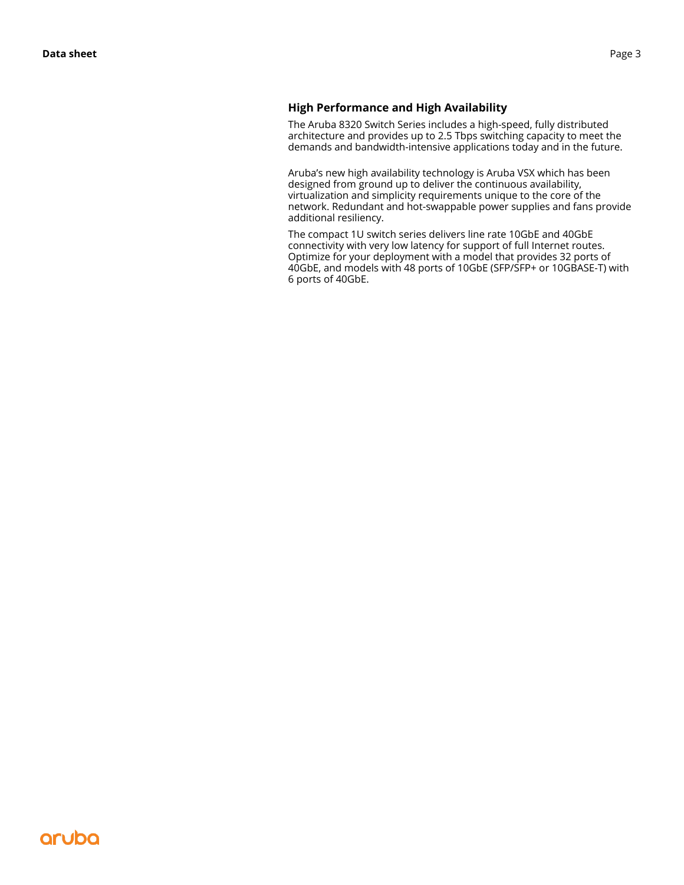## High Performance and High Availability

The Aruba 8320 Switch Series includes a high-speed, fully distributed architecture and provides up to 2.5 Tbps switching capacity to meet the demands and bandwidth-intensive applications today and in the future.

Aruba's new high availability technology is Aruba VSX which has been designed from ground up to deliver the continuous availability, virtualization and simplicity requirements unique to the core of the network. Redundant and hot-swappable power supplies and fans provide additional resiliency.

The compact 1U switch series delivers line rate 10GbE and 40GbE connectivity with very low latency for support of full Internet routes. Optimize for your deployment with a model that provides 32 ports of 40GbE, and models with 48 ports of 10GbE (SFP/SFP+ or 10GBASE-T) with 6 ports of 40GbE.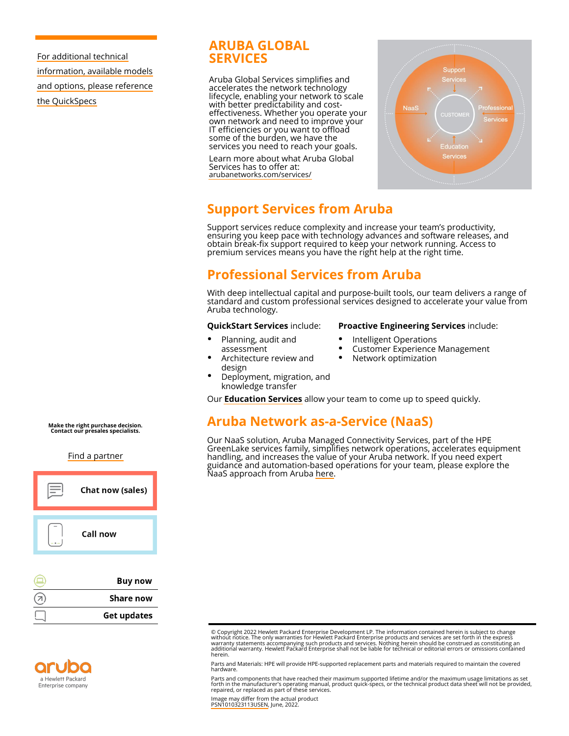For additional technical information, available models and options, please reference the QuickSpecs

# ARUBA GLOBAL SERVICES

Aruba Global Services simplifies and accelerates the network technology lifecycle, enabling your network to scale with better predictability and cost-effectiveness. Whether you operate your own network and need to improve your IT efficiencies or you want to offload some of the burden, we have the services you need to reach your goals.

Learn more about what Aruba Global Services has to offer at: arubanetworks.com/services/

Support Services

NaaS

CUSTOMER

Professional Services

Education Services

## Support Services from Aruba

Support services reduce complexity and increase your team's productivity, ensuring you keep pace with technology advances and software releases, and obtain break-fix support required to keep your network running. Access to premium services means you have the right help at the right time.

## Professional Services from Aruba

With deep intellectual capital and purpose-built tools, our team delivers a range of standard and custom professional services designed to accelerate your value from Aruba technology.

**QuickStart Services** include:

- Planning, audit and assessment
- Architecture review and design
- Deployment, migration, and knowledge transfer

**Proactive Engineering Services** include:

- Intelligent Operations
- Customer Experience Management
- Network optimization

Our **Education Services** allow your team to come up to speed quickly.

## Aruba Network as-a-Service (NaaS)

Our NaaS solution, Aruba Managed Connectivity Services, part of the HPE GreenLake services family, simplifies network operations, accelerates equipment handling, and increases the value of your Aruba network. If you need expert guidance and automation-based operations for your team, please explore the NaaS approach from Aruba here.

**Make the right purchase decision. Contact our presales specialists.**

Find a partner

Chat now (sales)

Call now

Buy now

Share now

Get updates

aruba
a Hewlett Packard Enterprise company

© Copyright 2022 Hewlett Packard Enterprise Development LP. The information contained herein is subject to change without notice. The only warranties for Hewlett Packard Enterprise products and services are set forth in the express warranty statements accompanying such products and services. Nothing herein should be construed as constituting an additional warranty. Hewlett Packard Enterprise shall not be liable for technical or editorial errors or omissions contained herein.

Parts and Materials: HPE will provide HPE-supported replacement parts and materials required to maintain the covered hardware.

Parts and components that have reached their maximum supported lifetime and/or the maximum usage limitations as set forth in the manufacturer's operating manual, product quick-specs, or the technical product data sheet will not be provided, repaired, or replaced as part of these services.

Image may differ from the actual product

PSN1010323113USEN, June, 2022.